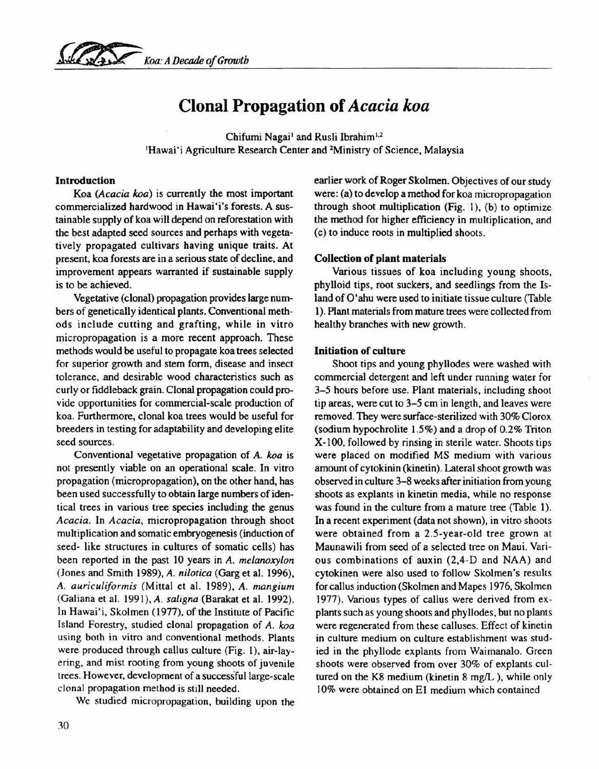# Clonal Propagation of *Acacia koa*

Chifumi Nagai[1] and Rusli Ibrahim[1,2]

[1]Hawai'i Agriculture Research Center and [2]Ministry of Science, Malaysia

## Introduction

Koa (*Acacia koa*) is currently the most important commercialized hardwood in Hawai'i's forests. A sustainable supply of koa will depend on reforestation with the best adapted seed sources and perhaps with vegetatively propagated cultivars having unique traits. At present, koa forests are in a serious state of decline, and improvement appears warranted if sustainable supply is to be achieved.

Vegetative (clonal) propagation provides large numbers of genetically identical plants. Conventional methods include cutting and grafting, while in vitro micropropagation is a more recent approach. These methods would be useful to propagate koa trees selected for superior growth and stem form, disease and insect tolerance, and desirable wood characteristics such as curly or fiddleback grain. Clonal propagation could provide opportunities for commercial-scale production of koa. Furthermore, clonal koa trees would be useful for breeders in testing for adaptability and developing elite seed sources.

Conventional vegetative propagation of *A. koa* is not presently viable on an operational scale. In vitro propagation (micropropagation), on the other hand, has been used successfully to obtain large numbers of identical trees in various tree species including the genus *Acacia*. In *Acacia*, micropropagation through shoot multiplication and somatic embryogenesis (induction of seed- like structures in cultures of somatic cells) has been reported in the past 10 years in *A. melanoxylon* (Jones and Smith 1989), *A. nilotica* (Garg et al. 1996), *A. auriculiformis* (Mittal et al. 1989), *A. mangium* (Galiana et al. 1991), *A. saligna* (Barakat et al. 1992). In Hawai'i, Skolmen (1977), of the Institute of Pacific Island Forestry, studied clonal propagation of *A. koa* using both in vitro and conventional methods. Plants were produced through callus culture (Fig. 1), air-layering, and mist rooting from young shoots of juvenile trees. However, development of a successful large-scale clonal propagation method is still needed.

We studied micropropagation, building upon the earlier work of Roger Skolmen. Objectives of our study were: (a) to develop a method for koa micropropagation through shoot multiplication (Fig. 1), (b) to optimize the method for higher efficiency in multiplication, and (c) to induce roots in multiplied shoots.

## Collection of plant materials

Various tissues of koa including young shoots, phylloid tips, root suckers, and seedlings from the Island of O'ahu were used to initiate tissue culture (Table 1). Plant materials from mature trees were collected from healthy branches with new growth.

## Initiation of culture

Shoot tips and young phyllodes were washed with commercial detergent and left under running water for 3–5 hours before use. Plant materials, including shoot tip areas, were cut to 3–5 cm in length, and leaves were removed. They were surface-sterilized with 30% Clorox (sodium hypochrolite 1.5%) and a drop of 0.2% Triton X-100, followed by rinsing in sterile water. Shoots tips were placed on modified MS medium with various amount of cytokinin (kinetin). Lateral shoot growth was observed in culture 3–8 weeks after initiation from young shoots as explants in kinetin media, while no response was found in the culture from a mature tree (Table 1). In a recent experiment (data not shown), in vitro shoots were obtained from a 2.5-year-old tree grown at Maunawili from seed of a selected tree on Maui. Various combinations of auxin (2,4-D and NAA) and cytokinen were also used to follow Skolmen's results for callus induction (Skolmen and Mapes 1976, Skolmen 1977). Various types of callus were derived from explants such as young shoots and phyllodes, but no plants were regenerated from these calluses. Effect of kinetin in culture medium on culture establishment was studied in the phyllode explants from Waimanalo. Green shoots were observed from over 30% of explants cultured on the K8 medium (kinetin 8 mg/L ), while only 10% were obtained on E1 medium which contained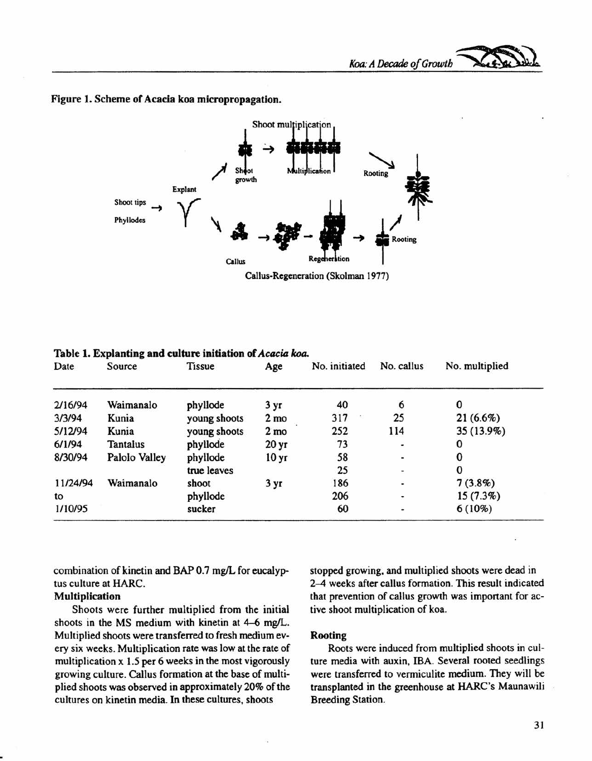**Figure 1. Scheme of Acacia koa micropropagation.**

**Table 1. Explanting and culture initiation of *Acacia koa*.**

| Date | Source | Tissue | Age | No. initiated | No. callus | No. multiplied |
|---|---|---|---|---|---|---|
| 2/16/94 | Waimanalo | phyllode | 3 yr | 40 | 6 | 0 |
| 3/3/94 | Kunia | young shoots | 2 mo | 317 | 25 | 21 (6.6%) |
| 5/12/94 | Kunia | young shoots | 2 mo | 252 | 114 | 35 (13.9%) |
| 6/1/94 | Tantalus | phyllode | 20 yr | 73 | - | 0 |
| 8/30/94 | Palolo Valley | phyllode | 10 yr | 58 | - | 0 |
| | | true leaves | | 25 | - | 0 |
| 11/24/94 | Waimanalo | shoot | 3 yr | 186 | - | 7 (3.8%) |
| to | | phyllode | | 206 | - | 15 (7.3%) |
| 1/10/95 | | sucker | | 60 | - | 6 (10%) |

combination of kinetin and BAP 0.7 mg/L for eucalyptus culture at HARC.

**Multiplication**

Shoots were further multiplied from the initial shoots in the MS medium with kinetin at 4–6 mg/L. Multiplied shoots were transferred to fresh medium every six weeks. Multiplication rate was low at the rate of multiplication x 1.5 per 6 weeks in the most vigorously growing culture. Callus formation at the base of multiplied shoots was observed in approximately 20% of the cultures on kinetin media. In these cultures, shoots stopped growing, and multiplied shoots were dead in 2–4 weeks after callus formation. This result indicated that prevention of callus growth was important for active shoot multiplication of koa.

**Rooting**

Roots were induced from multiplied shoots in culture media with auxin, IBA. Several rooted seedlings were transferred to vermiculite medium. They will be transplanted in the greenhouse at HARC's Maunawili Breeding Station.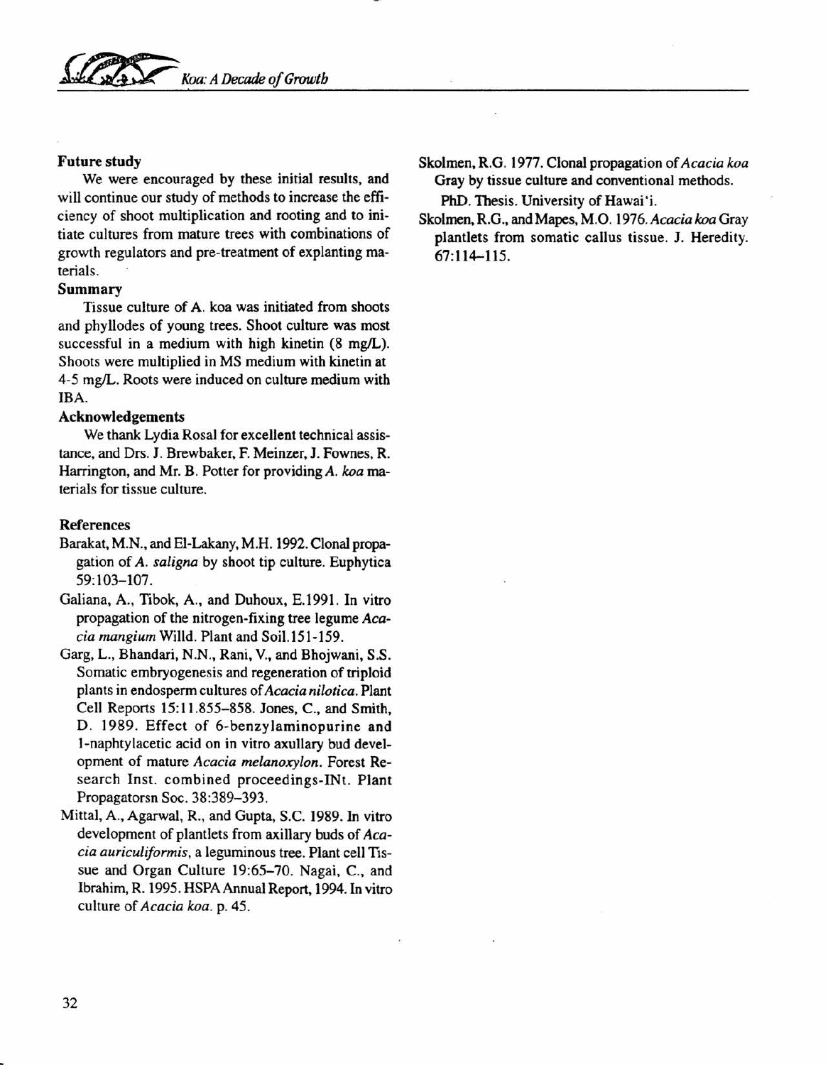### Future study

We were encouraged by these initial results, and will continue our study of methods to increase the efficiency of shoot multiplication and rooting and to initiate cultures from mature trees with combinations of growth regulators and pre-treatment of explanting materials.

### Summary

Tissue culture of A. koa was initiated from shoots and phyllodes of young trees. Shoot culture was most successful in a medium with high kinetin (8 mg/L). Shoots were multiplied in MS medium with kinetin at 4-5 mg/L. Roots were induced on culture medium with IBA.

### Acknowledgements

We thank Lydia Rosal for excellent technical assistance, and Drs. J. Brewbaker, F. Meinzer, J. Fownes, R. Harrington, and Mr. B. Potter for providing *A. koa* materials for tissue culture.

### References

Barakat, M.N., and El-Lakany, M.H. 1992. Clonal propagation of *A. saligna* by shoot tip culture. Euphytica 59:103–107.

Galiana, A., Tibok, A., and Duhoux, E.1991. In vitro propagation of the nitrogen-fixing tree legume *Acacia mangium* Willd. Plant and Soil.151-159.

Garg, L., Bhandari, N.N., Rani, V., and Bhojwani, S.S. Somatic embryogenesis and regeneration of triploid plants in endosperm cultures of *Acacia nilotica*. Plant Cell Reports 15:11.855–858. Jones, C., and Smith, D. 1989. Effect of 6-benzylaminopurine and 1-naphtylacetic acid on in vitro axullary bud development of mature *Acacia melanoxylon*. Forest Research Inst. combined proceedings-INt. Plant Propagatorsn Soc. 38:389–393.

Mittal, A., Agarwal, R., and Gupta, S.C. 1989. In vitro development of plantlets from axillary buds of *Acacia auriculiformis*, a leguminous tree. Plant cell Tissue and Organ Culture 19:65–70. Nagai, C., and Ibrahim, R. 1995. HSPA Annual Report, 1994. In vitro culture of *Acacia koa*. p. 45.

Skolmen, R.G. 1977. Clonal propagation of *Acacia koa* Gray by tissue culture and conventional methods. PhD. Thesis. University of Hawai'i.

Skolmen, R.G., and Mapes, M.O. 1976. *Acacia koa* Gray plantlets from somatic callus tissue. J. Heredity. 67:114–115.